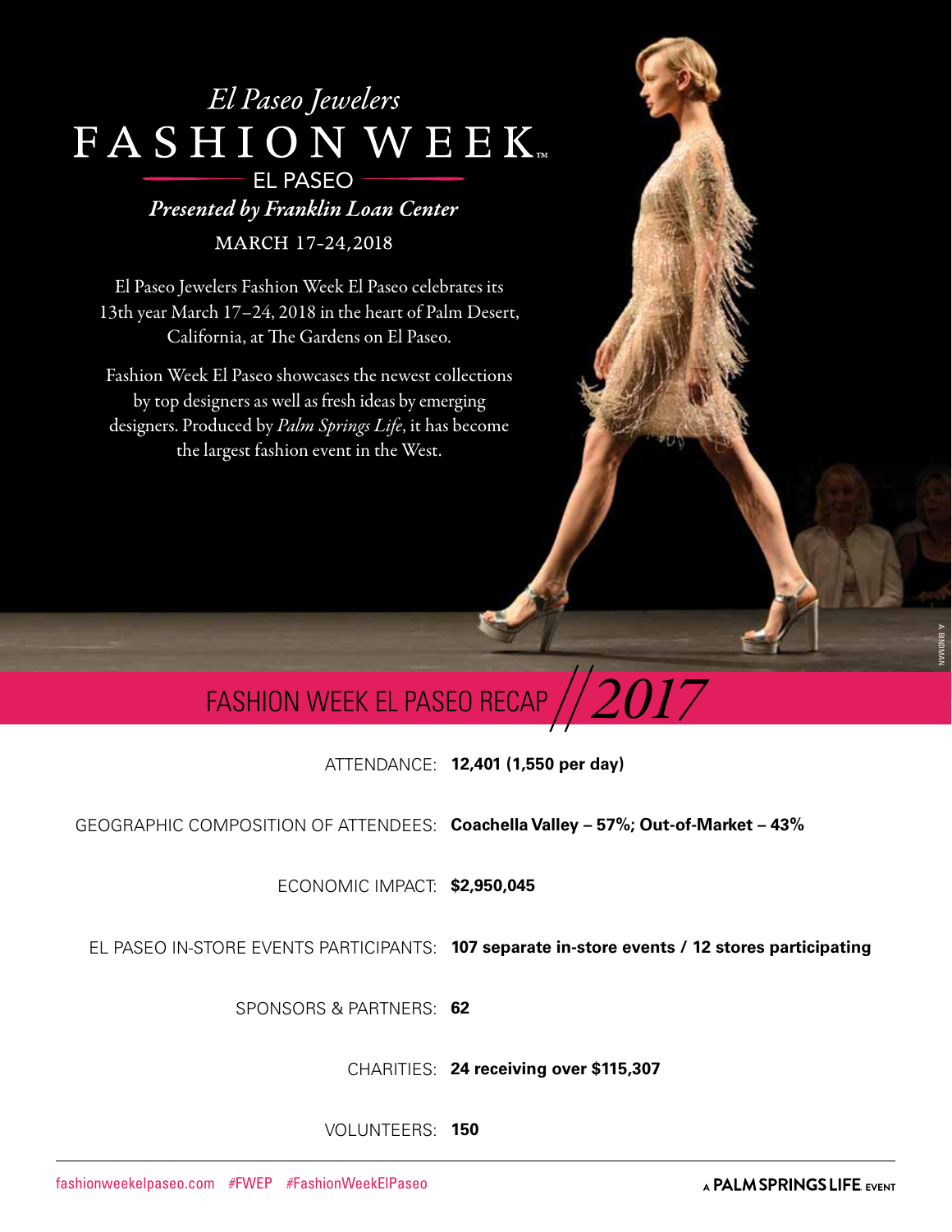# *El Paseo Jewelers* FASHION WEEK™ EL PASEO

***Presented by Franklin Loan Center***

MARCH 17-24, 2018

El Paseo Jewelers Fashion Week El Paseo celebrates its 13th year March 17–24, 2018 in the heart of Palm Desert, California, at The Gardens on El Paseo.

Fashion Week El Paseo showcases the newest collections by top designers as well as fresh ideas by emerging designers. Produced by *Palm Springs Life*, it has become the largest fashion event in the West.

A BINDMAN

## FASHION WEEK EL PASEO RECAP // *2017*

| | |
|---|---|
| ATTENDANCE: | **12,401 (1,550 per day)** |
| GEOGRAPHIC COMPOSITION OF ATTENDEES: | **Coachella Valley – 57%; Out-of-Market – 43%** |
| ECONOMIC IMPACT: | **$2,950,045** |
| EL PASEO IN-STORE EVENTS PARTICIPANTS: | **107 separate in-store events / 12 stores participating** |
| SPONSORS & PARTNERS: | **62** |
| CHARITIES: | **24 receiving over $115,307** |
| VOLUNTEERS: | **150** |

fashionweekelpaseo.com #FWEP #FashionWeekElPaseo

A **PALM SPRINGS LIFE** EVENT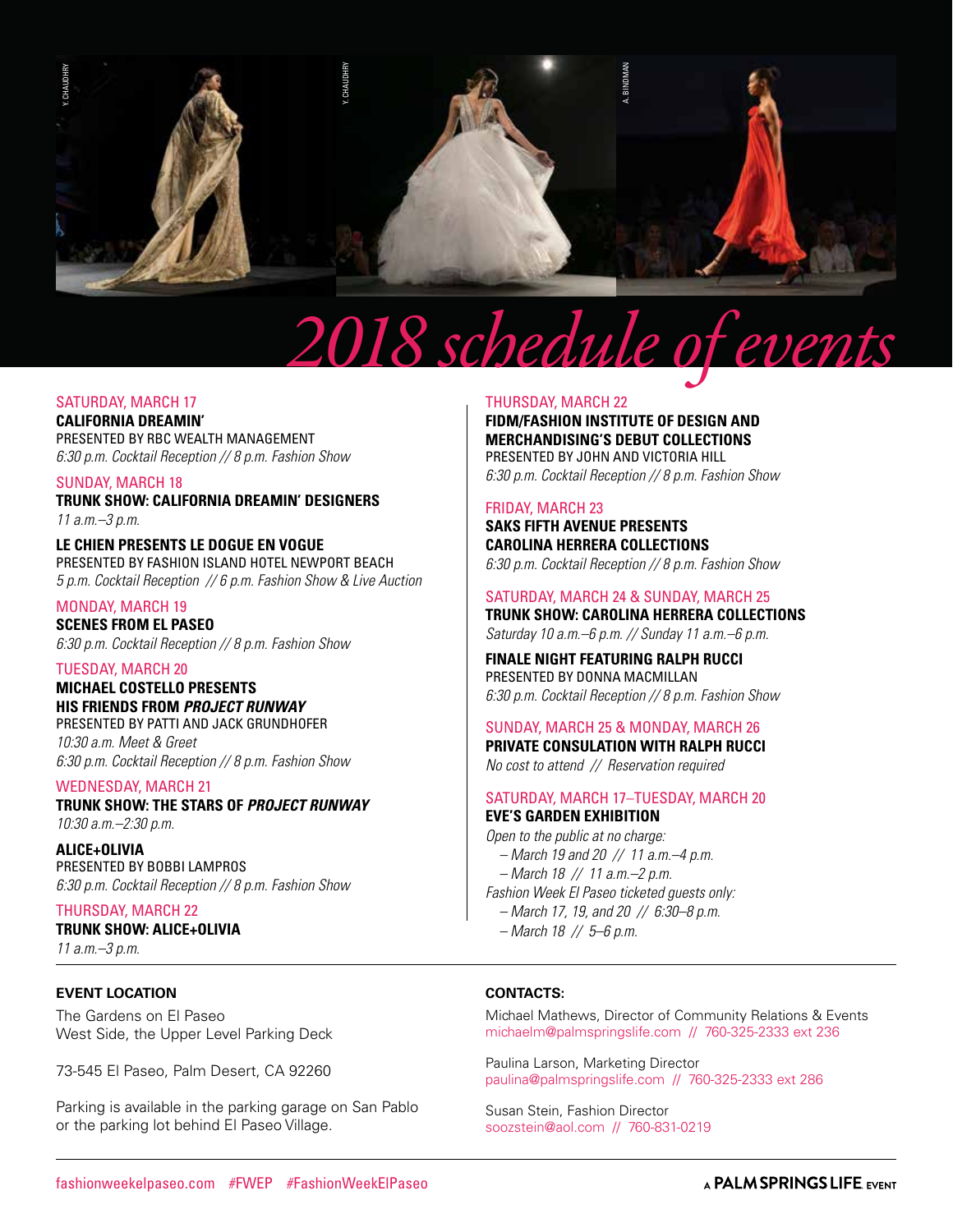# 2018 schedule of events

SATURDAY, MARCH 17

**CALIFORNIA DREAMIN'**
PRESENTED BY RBC WEALTH MANAGEMENT
*6:30 p.m. Cocktail Reception // 8 p.m. Fashion Show*

SUNDAY, MARCH 18

**TRUNK SHOW: CALIFORNIA DREAMIN' DESIGNERS**
*11 a.m.–3 p.m.*

**LE CHIEN PRESENTS LE DOGUE EN VOGUE**
PRESENTED BY FASHION ISLAND HOTEL NEWPORT BEACH
*5 p.m. Cocktail Reception // 6 p.m. Fashion Show & Live Auction*

MONDAY, MARCH 19

**SCENES FROM EL PASEO**
*6:30 p.m. Cocktail Reception // 8 p.m. Fashion Show*

TUESDAY, MARCH 20

**MICHAEL COSTELLO PRESENTS HIS FRIENDS FROM *PROJECT RUNWAY***
PRESENTED BY PATTI AND JACK GRUNDHOFER
*10:30 a.m. Meet & Greet*
*6:30 p.m. Cocktail Reception // 8 p.m. Fashion Show*

WEDNESDAY, MARCH 21

**TRUNK SHOW: THE STARS OF *PROJECT RUNWAY***
*10:30 a.m.–2:30 p.m.*

**ALICE+OLIVIA**
PRESENTED BY BOBBI LAMPROS
*6:30 p.m. Cocktail Reception // 8 p.m. Fashion Show*

THURSDAY, MARCH 22

**TRUNK SHOW: ALICE+OLIVIA**
*11 a.m.–3 p.m.*

THURSDAY, MARCH 22

**FIDM/FASHION INSTITUTE OF DESIGN AND MERCHANDISING'S DEBUT COLLECTIONS**
PRESENTED BY JOHN AND VICTORIA HILL
*6:30 p.m. Cocktail Reception // 8 p.m. Fashion Show*

FRIDAY, MARCH 23

**SAKS FIFTH AVENUE PRESENTS CAROLINA HERRERA COLLECTIONS**
*6:30 p.m. Cocktail Reception // 8 p.m. Fashion Show*

SATURDAY, MARCH 24 & SUNDAY, MARCH 25

**TRUNK SHOW: CAROLINA HERRERA COLLECTIONS**
*Saturday 10 a.m.–6 p.m. // Sunday 11 a.m.–6 p.m.*

**FINALE NIGHT FEATURING RALPH RUCCI**
PRESENTED BY DONNA MACMILLAN
*6:30 p.m. Cocktail Reception // 8 p.m. Fashion Show*

SUNDAY, MARCH 25 & MONDAY, MARCH 26

**PRIVATE CONSULATION WITH RALPH RUCCI**
*No cost to attend // Reservation required*

SATURDAY, MARCH 17–TUESDAY, MARCH 20

**EVE'S GARDEN EXHIBITION**
*Open to the public at no charge:*
- *March 19 and 20 // 11 a.m.–4 p.m.*
- *March 18 // 11 a.m.–2 p.m.*

*Fashion Week El Paseo ticketed guests only:*
- *March 17, 19, and 20 // 6:30–8 p.m.*
- *March 18 // 5–6 p.m.*

**EVENT LOCATION**

The Gardens on El Paseo
West Side, the Upper Level Parking Deck

73-545 El Paseo, Palm Desert, CA 92260

Parking is available in the parking garage on San Pablo or the parking lot behind El Paseo Village.

**CONTACTS:**

Michael Mathews, Director of Community Relations & Events
michaelm@palmspringslife.com // 760-325-2333 ext 236

Paulina Larson, Marketing Director
paulina@palmspringslife.com // 760-325-2333 ext 286

Susan Stein, Fashion Director
soozstein@aol.com // 760-831-0219

fashionweekelpaseo.com #FWEP #FashionWeekElPaseo

A PALM SPRINGS LIFE EVENT